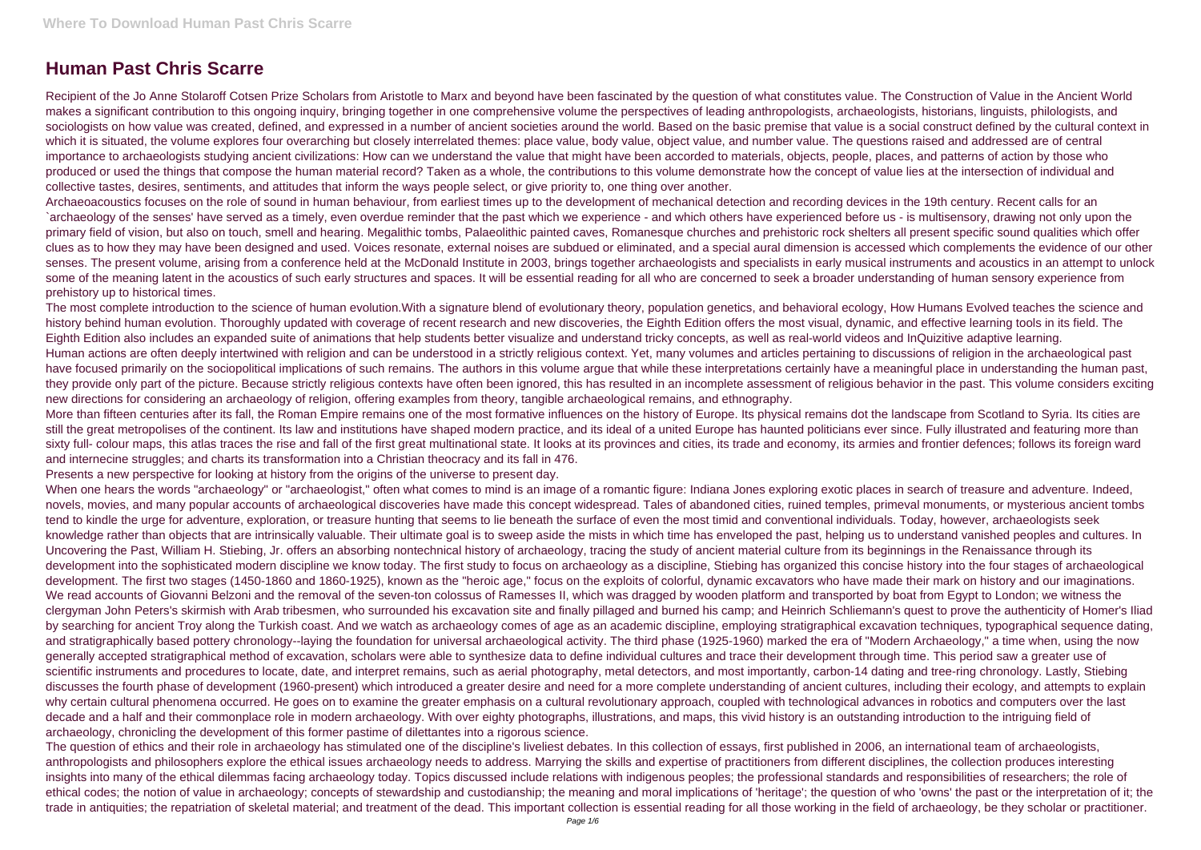# Human Past Chris Scarre

Recipient of the Jo Anne Stolaroff Cotsen Prize Scholars from Aristotle to Marx and beyond have been fascinated by the question of what constitutes value. The Construction of Value in the Ancient World makes a significant contribution to this ongoing inquiry, bringing together in one comprehensive volume the perspectives of leading anthropologists, archaeologists, historians, linguists, philologists, and sociologists on how value was created, defined, and expressed in a number of ancient societies around the world. Based on the basic premise that value is a social construct defined by the cultural context in which it is situated, the volume explores four overarching but closely interrelated themes: place value, body value, object value, and number value. The questions raised and addressed are of central importance to archaeologists studying ancient civilizations: How can we understand the value that might have been accorded to materials, objects, people, places, and patterns of action by those who produced or used the things that compose the human material record? Taken as a whole, the contributions to this volume demonstrate how the concept of value lies at the intersection of individual and collective tastes, desires, sentiments, and attitudes that inform the ways people select, or give priority to, one thing over another.

Archaeoacoustics focuses on the role of sound in human behaviour, from earliest times up to the development of mechanical detection and recording devices in the 19th century. Recent calls for an `archaeology of the senses' have served as a timely, even overdue reminder that the past which we experience - and which others have experienced before us - is multisensory, drawing not only upon the primary field of vision, but also on touch, smell and hearing. Megalithic tombs, Palaeolithic painted caves, Romanesque churches and prehistoric rock shelters all present specific sound qualities which offer clues as to how they may have been designed and used. Voices resonate, external noises are subdued or eliminated, and a special aural dimension is accessed which complements the evidence of our other senses. The present volume, arising from a conference held at the McDonald Institute in 2003, brings together archaeologists and specialists in early musical instruments and acoustics in an attempt to unlock some of the meaning latent in the acoustics of such early structures and spaces. It will be essential reading for all who are concerned to seek a broader understanding of human sensory experience from prehistory up to historical times.

The most complete introduction to the science of human evolution.With a signature blend of evolutionary theory, population genetics, and behavioral ecology, How Humans Evolved teaches the science and history behind human evolution. Thoroughly updated with coverage of recent research and new discoveries, the Eighth Edition offers the most visual, dynamic, and effective learning tools in its field. The Eighth Edition also includes an expanded suite of animations that help students better visualize and understand tricky concepts, as well as real-world videos and InQuizitive adaptive learning.

Human actions are often deeply intertwined with religion and can be understood in a strictly religious context. Yet, many volumes and articles pertaining to discussions of religion in the archaeological past have focused primarily on the sociopolitical implications of such remains. The authors in this volume argue that while these interpretations certainly have a meaningful place in understanding the human past, they provide only part of the picture. Because strictly religious contexts have often been ignored, this has resulted in an incomplete assessment of religious behavior in the past. This volume considers exciting new directions for considering an archaeology of religion, offering examples from theory, tangible archaeological remains, and ethnography.

More than fifteen centuries after its fall, the Roman Empire remains one of the most formative influences on the history of Europe. Its physical remains dot the landscape from Scotland to Syria. Its cities are still the great metropolises of the continent. Its law and institutions have shaped modern practice, and its ideal of a united Europe has haunted politicians ever since. Fully illustrated and featuring more than sixty full- colour maps, this atlas traces the rise and fall of the first great multinational state. It looks at its provinces and cities, its trade and economy, its armies and frontier defences; follows its foreign ward and internecine struggles; and charts its transformation into a Christian theocracy and its fall in 476.

Presents a new perspective for looking at history from the origins of the universe to present day.

When one hears the words "archaeology" or "archaeologist," often what comes to mind is an image of a romantic figure: Indiana Jones exploring exotic places in search of treasure and adventure. Indeed, novels, movies, and many popular accounts of archaeological discoveries have made this concept widespread. Tales of abandoned cities, ruined temples, primeval monuments, or mysterious ancient tombs tend to kindle the urge for adventure, exploration, or treasure hunting that seems to lie beneath the surface of even the most timid and conventional individuals. Today, however, archaeologists seek knowledge rather than objects that are intrinsically valuable. Their ultimate goal is to sweep aside the mists in which time has enveloped the past, helping us to understand vanished peoples and cultures. In Uncovering the Past, William H. Stiebing, Jr. offers an absorbing nontechnical history of archaeology, tracing the study of ancient material culture from its beginnings in the Renaissance through its development into the sophisticated modern discipline we know today. The first study to focus on archaeology as a discipline, Stiebing has organized this concise history into the four stages of archaeological development. The first two stages (1450-1860 and 1860-1925), known as the "heroic age," focus on the exploits of colorful, dynamic excavators who have made their mark on history and our imaginations. We read accounts of Giovanni Belzoni and the removal of the seven-ton colossus of Ramesses II, which was dragged by wooden platform and transported by boat from Egypt to London; we witness the clergyman John Peters's skirmish with Arab tribesmen, who surrounded his excavation site and finally pillaged and burned his camp; and Heinrich Schliemann's quest to prove the authenticity of Homer's Iliad by searching for ancient Troy along the Turkish coast. And we watch as archaeology comes of age as an academic discipline, employing stratigraphical excavation techniques, typographical sequence dating, and stratigraphically based pottery chronology--laying the foundation for universal archaeological activity. The third phase (1925-1960) marked the era of "Modern Archaeology," a time when, using the now generally accepted stratigraphical method of excavation, scholars were able to synthesize data to define individual cultures and trace their development through time. This period saw a greater use of scientific instruments and procedures to locate, date, and interpret remains, such as aerial photography, metal detectors, and most importantly, carbon-14 dating and tree-ring chronology. Lastly, Stiebing discusses the fourth phase of development (1960-present) which introduced a greater desire and need for a more complete understanding of ancient cultures, including their ecology, and attempts to explain why certain cultural phenomena occurred. He goes on to examine the greater emphasis on a cultural revolutionary approach, coupled with technological advances in robotics and computers over the last decade and a half and their commonplace role in modern archaeology. With over eighty photographs, illustrations, and maps, this vivid history is an outstanding introduction to the intriguing field of archaeology, chronicling the development of this former pastime of dilettantes into a rigorous science.

The question of ethics and their role in archaeology has stimulated one of the discipline's liveliest debates. In this collection of essays, first published in 2006, an international team of archaeologists, anthropologists and philosophers explore the ethical issues archaeology needs to address. Marrying the skills and expertise of practitioners from different disciplines, the collection produces interesting insights into many of the ethical dilemmas facing archaeology today. Topics discussed include relations with indigenous peoples; the professional standards and responsibilities of researchers; the role of ethical codes; the notion of value in archaeology; concepts of stewardship and custodianship; the meaning and moral implications of 'heritage'; the question of who 'owns' the past or the interpretation of it; the trade in antiquities; the repatriation of skeletal material; and treatment of the dead. This important collection is essential reading for all those working in the field of archaeology, be they scholar or practitioner.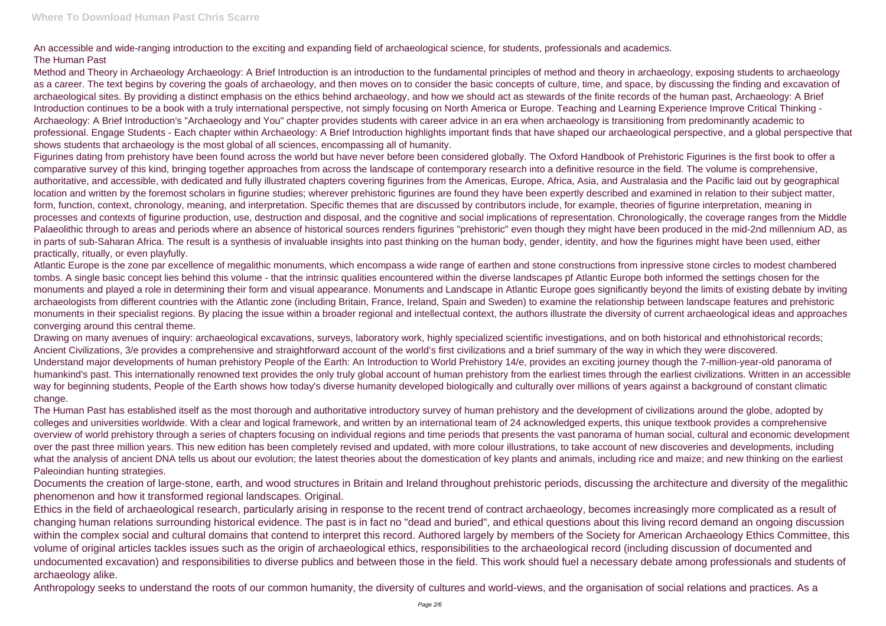An accessible and wide-ranging introduction to the exciting and expanding field of archaeological science, for students, professionals and academics.

The Human Past

Method and Theory in Archaeology Archaeology: A Brief Introduction is an introduction to the fundamental principles of method and theory in archaeology, exposing students to archaeology as a career. The text begins by covering the goals of archaeology, and then moves on to consider the basic concepts of culture, time, and space, by discussing the finding and excavation of archaeological sites. By providing a distinct emphasis on the ethics behind archaeology, and how we should act as stewards of the finite records of the human past, Archaeology: A Brief Introduction continues to be a book with a truly international perspective, not simply focusing on North America or Europe. Teaching and Learning Experience Improve Critical Thinking - Archaeology: A Brief Introduction's "Archaeology and You" chapter provides students with career advice in an era when archaeology is transitioning from predominantly academic to professional. Engage Students - Each chapter within Archaeology: A Brief Introduction highlights important finds that have shaped our archaeological perspective, and a global perspective that shows students that archaeology is the most global of all sciences, encompassing all of humanity.

Figurines dating from prehistory have been found across the world but have never before been considered globally. The Oxford Handbook of Prehistoric Figurines is the first book to offer a comparative survey of this kind, bringing together approaches from across the landscape of contemporary research into a definitive resource in the field. The volume is comprehensive, authoritative, and accessible, with dedicated and fully illustrated chapters covering figurines from the Americas, Europe, Africa, Asia, and Australasia and the Pacific laid out by geographical location and written by the foremost scholars in figurine studies; wherever prehistoric figurines are found they have been expertly described and examined in relation to their subject matter, form, function, context, chronology, meaning, and interpretation. Specific themes that are discussed by contributors include, for example, theories of figurine interpretation, meaning in processes and contexts of figurine production, use, destruction and disposal, and the cognitive and social implications of representation. Chronologically, the coverage ranges from the Middle Palaeolithic through to areas and periods where an absence of historical sources renders figurines "prehistoric" even though they might have been produced in the mid-2nd millennium AD, as in parts of sub-Saharan Africa. The result is a synthesis of invaluable insights into past thinking on the human body, gender, identity, and how the figurines might have been used, either practically, ritually, or even playfully.

Atlantic Europe is the zone par excellence of megalithic monuments, which encompass a wide range of earthen and stone constructions from inpressive stone circles to modest chambered tombs. A single basic concept lies behind this volume - that the intrinsic qualities encountered within the diverse landscapes pf Atlantic Europe both informed the settings chosen for the monuments and played a role in determining their form and visual appearance. Monuments and Landscape in Atlantic Europe goes significantly beyond the limits of existing debate by inviting archaeologists from different countries with the Atlantic zone (including Britain, France, Ireland, Spain and Sweden) to examine the relationship between landscape features and prehistoric monuments in their specialist regions. By placing the issue within a broader regional and intellectual context, the authors illustrate the diversity of current archaeological ideas and approaches converging around this central theme.

Drawing on many avenues of inquiry: archaeological excavations, surveys, laboratory work, highly specialized scientific investigations, and on both historical and ethnohistorical records; Ancient Civilizations, 3/e provides a comprehensive and straightforward account of the world's first civilizations and a brief summary of the way in which they were discovered.

Understand major developments of human prehistory People of the Earth: An Introduction to World Prehistory 14/e, provides an exciting journey though the 7-million-year-old panorama of humankind's past. This internationally renowned text provides the only truly global account of human prehistory from the earliest times through the earliest civilizations. Written in an accessible way for beginning students, People of the Earth shows how today's diverse humanity developed biologically and culturally over millions of years against a background of constant climatic change.

The Human Past has established itself as the most thorough and authoritative introductory survey of human prehistory and the development of civilizations around the globe, adopted by colleges and universities worldwide. With a clear and logical framework, and written by an international team of 24 acknowledged experts, this unique textbook provides a comprehensive overview of world prehistory through a series of chapters focusing on individual regions and time periods that presents the vast panorama of human social, cultural and economic development over the past three million years. This new edition has been completely revised and updated, with more colour illustrations, to take account of new discoveries and developments, including what the analysis of ancient DNA tells us about our evolution; the latest theories about the domestication of key plants and animals, including rice and maize; and new thinking on the earliest Paleoindian hunting strategies.

Documents the creation of large-stone, earth, and wood structures in Britain and Ireland throughout prehistoric periods, discussing the architecture and diversity of the megalithic phenomenon and how it transformed regional landscapes. Original.

Ethics in the field of archaeological research, particularly arising in response to the recent trend of contract archaeology, becomes increasingly more complicated as a result of changing human relations surrounding historical evidence. The past is in fact no "dead and buried", and ethical questions about this living record demand an ongoing discussion within the complex social and cultural domains that contend to interpret this record. Authored largely by members of the Society for American Archaeology Ethics Committee, this volume of original articles tackles issues such as the origin of archaeological ethics, responsibilities to the archaeological record (including discussion of documented and undocumented excavation) and responsibilities to diverse publics and between those in the field. This work should fuel a necessary debate among professionals and students of archaeology alike.

Anthropology seeks to understand the roots of our common humanity, the diversity of cultures and world-views, and the organisation of social relations and practices. As a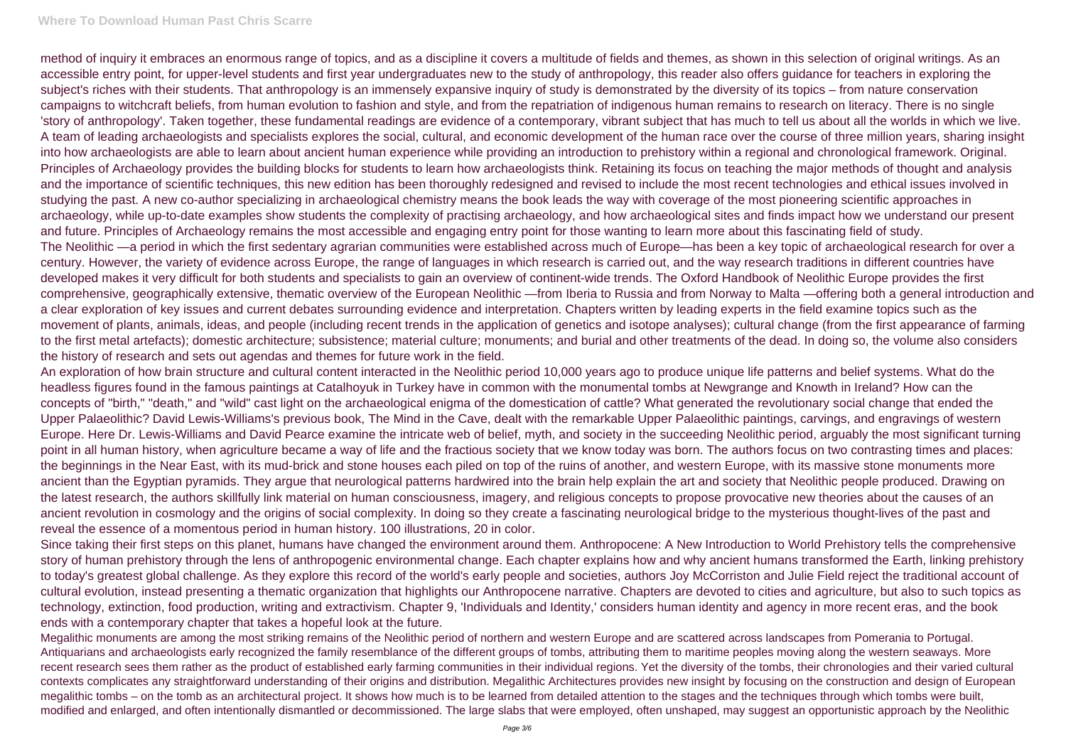method of inquiry it embraces an enormous range of topics, and as a discipline it covers a multitude of fields and themes, as shown in this selection of original writings. As an accessible entry point, for upper-level students and first year undergraduates new to the study of anthropology, this reader also offers guidance for teachers in exploring the subject's riches with their students. That anthropology is an immensely expansive inquiry of study is demonstrated by the diversity of its topics – from nature conservation campaigns to witchcraft beliefs, from human evolution to fashion and style, and from the repatriation of indigenous human remains to research on literacy. There is no single 'story of anthropology'. Taken together, these fundamental readings are evidence of a contemporary, vibrant subject that has much to tell us about all the worlds in which we live.

A team of leading archaeologists and specialists explores the social, cultural, and economic development of the human race over the course of three million years, sharing insight into how archaeologists are able to learn about ancient human experience while providing an introduction to prehistory within a regional and chronological framework. Original.

Principles of Archaeology provides the building blocks for students to learn how archaeologists think. Retaining its focus on teaching the major methods of thought and analysis and the importance of scientific techniques, this new edition has been thoroughly redesigned and revised to include the most recent technologies and ethical issues involved in studying the past. A new co-author specializing in archaeological chemistry means the book leads the way with coverage of the most pioneering scientific approaches in archaeology, while up-to-date examples show students the complexity of practising archaeology, and how archaeological sites and finds impact how we understand our present and future. Principles of Archaeology remains the most accessible and engaging entry point for those wanting to learn more about this fascinating field of study.

The Neolithic —a period in which the first sedentary agrarian communities were established across much of Europe—has been a key topic of archaeological research for over a century. However, the variety of evidence across Europe, the range of languages in which research is carried out, and the way research traditions in different countries have developed makes it very difficult for both students and specialists to gain an overview of continent-wide trends. The Oxford Handbook of Neolithic Europe provides the first comprehensive, geographically extensive, thematic overview of the European Neolithic —from Iberia to Russia and from Norway to Malta —offering both a general introduction and a clear exploration of key issues and current debates surrounding evidence and interpretation. Chapters written by leading experts in the field examine topics such as the movement of plants, animals, ideas, and people (including recent trends in the application of genetics and isotope analyses); cultural change (from the first appearance of farming to the first metal artefacts); domestic architecture; subsistence; material culture; monuments; and burial and other treatments of the dead. In doing so, the volume also considers the history of research and sets out agendas and themes for future work in the field.

An exploration of how brain structure and cultural content interacted in the Neolithic period 10,000 years ago to produce unique life patterns and belief systems. What do the headless figures found in the famous paintings at Catalhoyuk in Turkey have in common with the monumental tombs at Newgrange and Knowth in Ireland? How can the concepts of "birth," "death," and "wild" cast light on the archaeological enigma of the domestication of cattle? What generated the revolutionary social change that ended the Upper Palaeolithic? David Lewis-Williams's previous book, The Mind in the Cave, dealt with the remarkable Upper Palaeolithic paintings, carvings, and engravings of western Europe. Here Dr. Lewis-Williams and David Pearce examine the intricate web of belief, myth, and society in the succeeding Neolithic period, arguably the most significant turning point in all human history, when agriculture became a way of life and the fractious society that we know today was born. The authors focus on two contrasting times and places: the beginnings in the Near East, with its mud-brick and stone houses each piled on top of the ruins of another, and western Europe, with its massive stone monuments more ancient than the Egyptian pyramids. They argue that neurological patterns hardwired into the brain help explain the art and society that Neolithic people produced. Drawing on the latest research, the authors skillfully link material on human consciousness, imagery, and religious concepts to propose provocative new theories about the causes of an ancient revolution in cosmology and the origins of social complexity. In doing so they create a fascinating neurological bridge to the mysterious thought-lives of the past and reveal the essence of a momentous period in human history. 100 illustrations, 20 in color.

Since taking their first steps on this planet, humans have changed the environment around them. Anthropocene: A New Introduction to World Prehistory tells the comprehensive story of human prehistory through the lens of anthropogenic environmental change. Each chapter explains how and why ancient humans transformed the Earth, linking prehistory to today's greatest global challenge. As they explore this record of the world's early people and societies, authors Joy McCorriston and Julie Field reject the traditional account of cultural evolution, instead presenting a thematic organization that highlights our Anthropocene narrative. Chapters are devoted to cities and agriculture, but also to such topics as technology, extinction, food production, writing and extractivism. Chapter 9, 'Individuals and Identity,' considers human identity and agency in more recent eras, and the book ends with a contemporary chapter that takes a hopeful look at the future.

Megalithic monuments are among the most striking remains of the Neolithic period of northern and western Europe and are scattered across landscapes from Pomerania to Portugal. Antiquarians and archaeologists early recognized the family resemblance of the different groups of tombs, attributing them to maritime peoples moving along the western seaways. More recent research sees them rather as the product of established early farming communities in their individual regions. Yet the diversity of the tombs, their chronologies and their varied cultural contexts complicates any straightforward understanding of their origins and distribution. Megalithic Architectures provides new insight by focusing on the construction and design of European megalithic tombs – on the tomb as an architectural project. It shows how much is to be learned from detailed attention to the stages and the techniques through which tombs were built, modified and enlarged, and often intentionally dismantled or decommissioned. The large slabs that were employed, often unshaped, may suggest an opportunistic approach by the Neolithic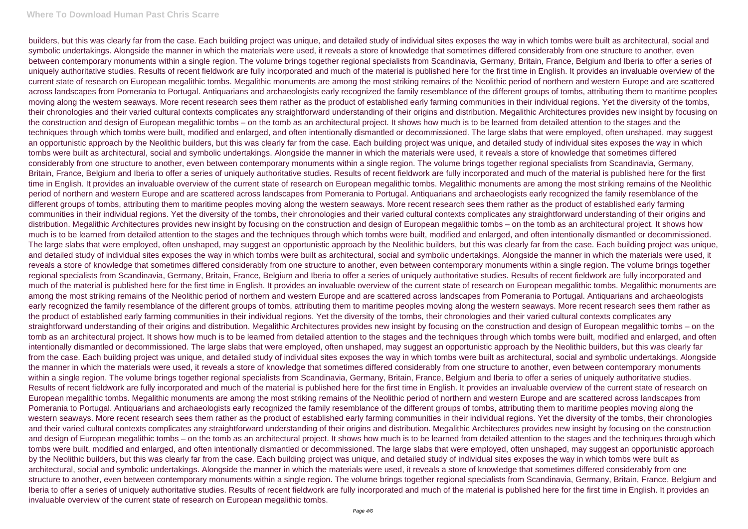builders, but this was clearly far from the case. Each building project was unique, and detailed study of individual sites exposes the way in which tombs were built as architectural, social and symbolic undertakings. Alongside the manner in which the materials were used, it reveals a store of knowledge that sometimes differed considerably from one structure to another, even between contemporary monuments within a single region. The volume brings together regional specialists from Scandinavia, Germany, Britain, France, Belgium and Iberia to offer a series of uniquely authoritative studies. Results of recent fieldwork are fully incorporated and much of the material is published here for the first time in English. It provides an invaluable overview of the current state of research on European megalithic tombs. Megalithic monuments are among the most striking remains of the Neolithic period of northern and western Europe and are scattered across landscapes from Pomerania to Portugal. Antiquarians and archaeologists early recognized the family resemblance of the different groups of tombs, attributing them to maritime peoples moving along the western seaways. More recent research sees them rather as the product of established early farming communities in their individual regions. Yet the diversity of the tombs, their chronologies and their varied cultural contexts complicates any straightforward understanding of their origins and distribution. Megalithic Architectures provides new insight by focusing on the construction and design of European megalithic tombs – on the tomb as an architectural project. It shows how much is to be learned from detailed attention to the stages and the techniques through which tombs were built, modified and enlarged, and often intentionally dismantled or decommissioned. The large slabs that were employed, often unshaped, may suggest an opportunistic approach by the Neolithic builders, but this was clearly far from the case. Each building project was unique, and detailed study of individual sites exposes the way in which tombs were built as architectural, social and symbolic undertakings. Alongside the manner in which the materials were used, it reveals a store of knowledge that sometimes differed considerably from one structure to another, even between contemporary monuments within a single region. The volume brings together regional specialists from Scandinavia, Germany, Britain, France, Belgium and Iberia to offer a series of uniquely authoritative studies. Results of recent fieldwork are fully incorporated and much of the material is published here for the first time in English. It provides an invaluable overview of the current state of research on European megalithic tombs. Megalithic monuments are among the most striking remains of the Neolithic period of northern and western Europe and are scattered across landscapes from Pomerania to Portugal. Antiquarians and archaeologists early recognized the family resemblance of the different groups of tombs, attributing them to maritime peoples moving along the western seaways. More recent research sees them rather as the product of established early farming communities in their individual regions. Yet the diversity of the tombs, their chronologies and their varied cultural contexts complicates any straightforward understanding of their origins and distribution. Megalithic Architectures provides new insight by focusing on the construction and design of European megalithic tombs – on the tomb as an architectural project. It shows how much is to be learned from detailed attention to the stages and the techniques through which tombs were built, modified and enlarged, and often intentionally dismantled or decommissioned. The large slabs that were employed, often unshaped, may suggest an opportunistic approach by the Neolithic builders, but this was clearly far from the case. Each building project was unique, and detailed study of individual sites exposes the way in which tombs were built as architectural, social and symbolic undertakings. Alongside the manner in which the materials were used, it reveals a store of knowledge that sometimes differed considerably from one structure to another, even between contemporary monuments within a single region. The volume brings together regional specialists from Scandinavia, Germany, Britain, France, Belgium and Iberia to offer a series of uniquely authoritative studies. Results of recent fieldwork are fully incorporated and much of the material is published here for the first time in English. It provides an invaluable overview of the current state of research on European megalithic tombs. Megalithic monuments are among the most striking remains of the Neolithic period of northern and western Europe and are scattered across landscapes from Pomerania to Portugal. Antiquarians and archaeologists early recognized the family resemblance of the different groups of tombs, attributing them to maritime peoples moving along the western seaways. More recent research sees them rather as the product of established early farming communities in their individual regions. Yet the diversity of the tombs, their chronologies and their varied cultural contexts complicates any straightforward understanding of their origins and distribution. Megalithic Architectures provides new insight by focusing on the construction and design of European megalithic tombs – on the tomb as an architectural project. It shows how much is to be learned from detailed attention to the stages and the techniques through which tombs were built, modified and enlarged, and often intentionally dismantled or decommissioned. The large slabs that were employed, often unshaped, may suggest an opportunistic approach by the Neolithic builders, but this was clearly far from the case. Each building project was unique, and detailed study of individual sites exposes the way in which tombs were built as architectural, social and symbolic undertakings. Alongside the manner in which the materials were used, it reveals a store of knowledge that sometimes differed considerably from one structure to another, even between contemporary monuments within a single region. The volume brings together regional specialists from Scandinavia, Germany, Britain, France, Belgium and Iberia to offer a series of uniquely authoritative studies. Results of recent fieldwork are fully incorporated and much of the material is published here for the first time in English. It provides an invaluable overview of the current state of research on European megalithic tombs. Megalithic monuments are among the most striking remains of the Neolithic period of northern and western Europe and are scattered across landscapes from Pomerania to Portugal. Antiquarians and archaeologists early recognized the family resemblance of the different groups of tombs, attributing them to maritime peoples moving along the western seaways. More recent research sees them rather as the product of established early farming communities in their individual regions. Yet the diversity of the tombs, their chronologies and their varied cultural contexts complicates any straightforward understanding of their origins and distribution. Megalithic Architectures provides new insight by focusing on the construction and design of European megalithic tombs – on the tomb as an architectural project. It shows how much is to be learned from detailed attention to the stages and the techniques through which tombs were built, modified and enlarged, and often intentionally dismantled or decommissioned. The large slabs that were employed, often unshaped, may suggest an opportunistic approach by the Neolithic builders, but this was clearly far from the case. Each building project was unique, and detailed study of individual sites exposes the way in which tombs were built as architectural, social and symbolic undertakings. Alongside the manner in which the materials were used, it reveals a store of knowledge that sometimes differed considerably from one structure to another, even between contemporary monuments within a single region. The volume brings together regional specialists from Scandinavia, Germany, Britain, France, Belgium and Iberia to offer a series of uniquely authoritative studies. Results of recent fieldwork are fully incorporated and much of the material is published here for the first time in English. It provides an invaluable overview of the current state of research on European megalithic tombs.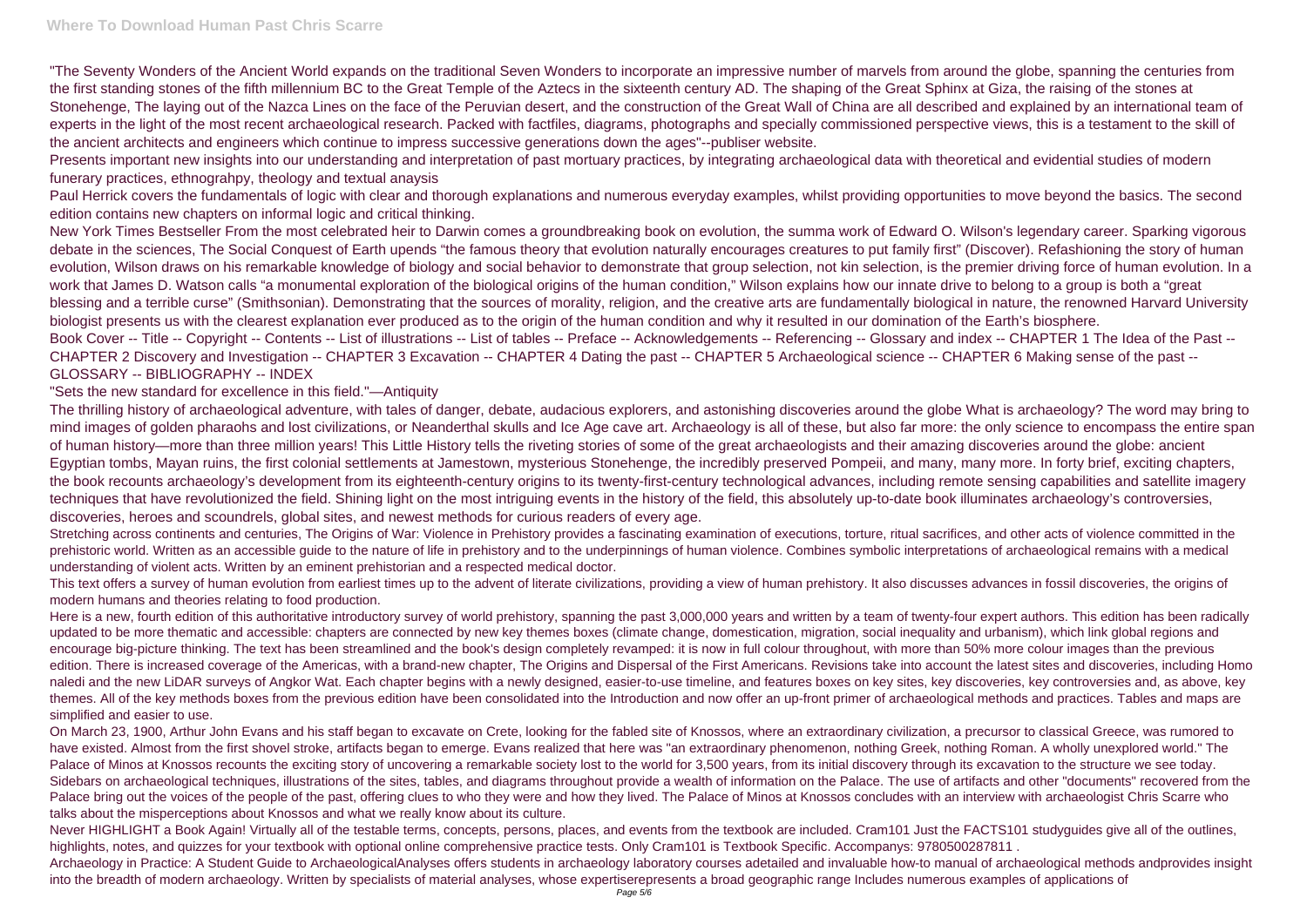"The Seventy Wonders of the Ancient World expands on the traditional Seven Wonders to incorporate an impressive number of marvels from around the globe, spanning the centuries from the first standing stones of the fifth millennium BC to the Great Temple of the Aztecs in the sixteenth century AD. The shaping of the Great Sphinx at Giza, the raising of the stones at Stonehenge, The laying out of the Nazca Lines on the face of the Peruvian desert, and the construction of the Great Wall of China are all described and explained by an international team of experts in the light of the most recent archaeological research. Packed with factfiles, diagrams, photographs and specially commissioned perspective views, this is a testament to the skill of the ancient architects and engineers which continue to impress successive generations down the ages"--publiser website.

Presents important new insights into our understanding and interpretation of past mortuary practices, by integrating archaeological data with theoretical and evidential studies of modern funerary practices, ethnograhpy, theology and textual anaysis

Paul Herrick covers the fundamentals of logic with clear and thorough explanations and numerous everyday examples, whilst providing opportunities to move beyond the basics. The second edition contains new chapters on informal logic and critical thinking.

New York Times Bestseller From the most celebrated heir to Darwin comes a groundbreaking book on evolution, the summa work of Edward O. Wilson's legendary career. Sparking vigorous debate in the sciences, The Social Conquest of Earth upends "the famous theory that evolution naturally encourages creatures to put family first" (Discover). Refashioning the story of human evolution, Wilson draws on his remarkable knowledge of biology and social behavior to demonstrate that group selection, not kin selection, is the premier driving force of human evolution. In a work that James D. Watson calls "a monumental exploration of the biological origins of the human condition," Wilson explains how our innate drive to belong to a group is both a "great blessing and a terrible curse" (Smithsonian). Demonstrating that the sources of morality, religion, and the creative arts are fundamentally biological in nature, the renowned Harvard University biologist presents us with the clearest explanation ever produced as to the origin of the human condition and why it resulted in our domination of the Earth's biosphere.

Book Cover -- Title -- Copyright -- Contents -- List of illustrations -- List of tables -- Preface -- Acknowledgements -- Referencing -- Glossary and index -- CHAPTER 1 The Idea of the Past -- CHAPTER 2 Discovery and Investigation -- CHAPTER 3 Excavation -- CHAPTER 4 Dating the past -- CHAPTER 5 Archaeological science -- CHAPTER 6 Making sense of the past -- GLOSSARY -- BIBLIOGRAPHY -- INDEX

"Sets the new standard for excellence in this field."—Antiquity

The thrilling history of archaeological adventure, with tales of danger, debate, audacious explorers, and astonishing discoveries around the globe What is archaeology? The word may bring to mind images of golden pharaohs and lost civilizations, or Neanderthal skulls and Ice Age cave art. Archaeology is all of these, but also far more: the only science to encompass the entire span of human history—more than three million years! This Little History tells the riveting stories of some of the great archaeologists and their amazing discoveries around the globe: ancient Egyptian tombs, Mayan ruins, the first colonial settlements at Jamestown, mysterious Stonehenge, the incredibly preserved Pompeii, and many, many more. In forty brief, exciting chapters, the book recounts archaeology's development from its eighteenth-century origins to its twenty-first-century technological advances, including remote sensing capabilities and satellite imagery techniques that have revolutionized the field. Shining light on the most intriguing events in the history of the field, this absolutely up-to-date book illuminates archaeology's controversies, discoveries, heroes and scoundrels, global sites, and newest methods for curious readers of every age.

Stretching across continents and centuries, The Origins of War: Violence in Prehistory provides a fascinating examination of executions, torture, ritual sacrifices, and other acts of violence committed in the prehistoric world. Written as an accessible guide to the nature of life in prehistory and to the underpinnings of human violence. Combines symbolic interpretations of archaeological remains with a medical understanding of violent acts. Written by an eminent prehistorian and a respected medical doctor.

This text offers a survey of human evolution from earliest times up to the advent of literate civilizations, providing a view of human prehistory. It also discusses advances in fossil discoveries, the origins of modern humans and theories relating to food production.

Here is a new, fourth edition of this authoritative introductory survey of world prehistory, spanning the past 3,000,000 years and written by a team of twenty-four expert authors. This edition has been radically updated to be more thematic and accessible: chapters are connected by new key themes boxes (climate change, domestication, migration, social inequality and urbanism), which link global regions and encourage big-picture thinking. The text has been streamlined and the book's design completely revamped: it is now in full colour throughout, with more than 50% more colour images than the previous edition. There is increased coverage of the Americas, with a brand-new chapter, The Origins and Dispersal of the First Americans. Revisions take into account the latest sites and discoveries, including Homo naledi and the new LiDAR surveys of Angkor Wat. Each chapter begins with a newly designed, easier-to-use timeline, and features boxes on key sites, key discoveries, key controversies and, as above, key themes. All of the key methods boxes from the previous edition have been consolidated into the Introduction and now offer an up-front primer of archaeological methods and practices. Tables and maps are simplified and easier to use.

On March 23, 1900, Arthur John Evans and his staff began to excavate on Crete, looking for the fabled site of Knossos, where an extraordinary civilization, a precursor to classical Greece, was rumored to have existed. Almost from the first shovel stroke, artifacts began to emerge. Evans realized that here was "an extraordinary phenomenon, nothing Greek, nothing Roman. A wholly unexplored world." The Palace of Minos at Knossos recounts the exciting story of uncovering a remarkable society lost to the world for 3,500 years, from its initial discovery through its excavation to the structure we see today. Sidebars on archaeological techniques, illustrations of the sites, tables, and diagrams throughout provide a wealth of information on the Palace. The use of artifacts and other "documents" recovered from the Palace bring out the voices of the people of the past, offering clues to who they were and how they lived. The Palace of Minos at Knossos concludes with an interview with archaeologist Chris Scarre who talks about the misperceptions about Knossos and what we really know about its culture.

Never HIGHLIGHT a Book Again! Virtually all of the testable terms, concepts, persons, places, and events from the textbook are included. Cram101 Just the FACTS101 studyguides give all of the outlines, highlights, notes, and quizzes for your textbook with optional online comprehensive practice tests. Only Cram101 is Textbook Specific. Accompanys: 9780500287811 .

Archaeology in Practice: A Student Guide to ArchaeologicalAnalyses offers students in archaeology laboratory courses adetailed and invaluable how-to manual of archaeological methods andprovides insight into the breadth of modern archaeology. Written by specialists of material analyses, whose expertiserepresents a broad geographic range Includes numerous examples of applications of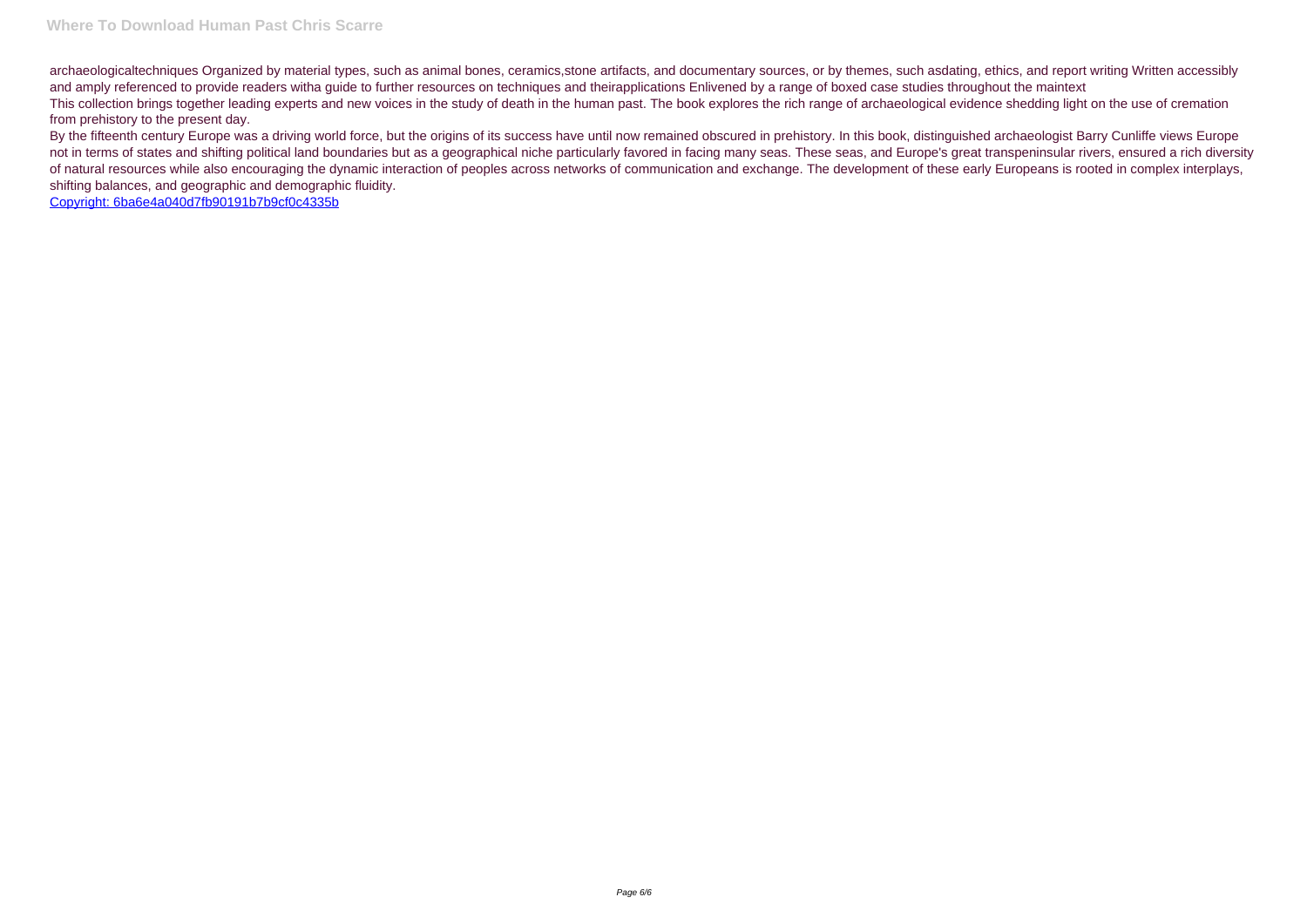archaeologicaltechniques Organized by material types, such as animal bones, ceramics,stone artifacts, and documentary sources, or by themes, such asdating, ethics, and report writing Written accessibly and amply referenced to provide readers witha guide to further resources on techniques and theirapplications Enlivened by a range of boxed case studies throughout the maintext

This collection brings together leading experts and new voices in the study of death in the human past. The book explores the rich range of archaeological evidence shedding light on the use of cremation from prehistory to the present day.

By the fifteenth century Europe was a driving world force, but the origins of its success have until now remained obscured in prehistory. In this book, distinguished archaeologist Barry Cunliffe views Europe not in terms of states and shifting political land boundaries but as a geographical niche particularly favored in facing many seas. These seas, and Europe's great transpeninsular rivers, ensured a rich diversity of natural resources while also encouraging the dynamic interaction of peoples across networks of communication and exchange. The development of these early Europeans is rooted in complex interplays, shifting balances, and geographic and demographic fluidity.

Copyright: 6ba6e4a040d7fb90191b7b9cf0c4335b